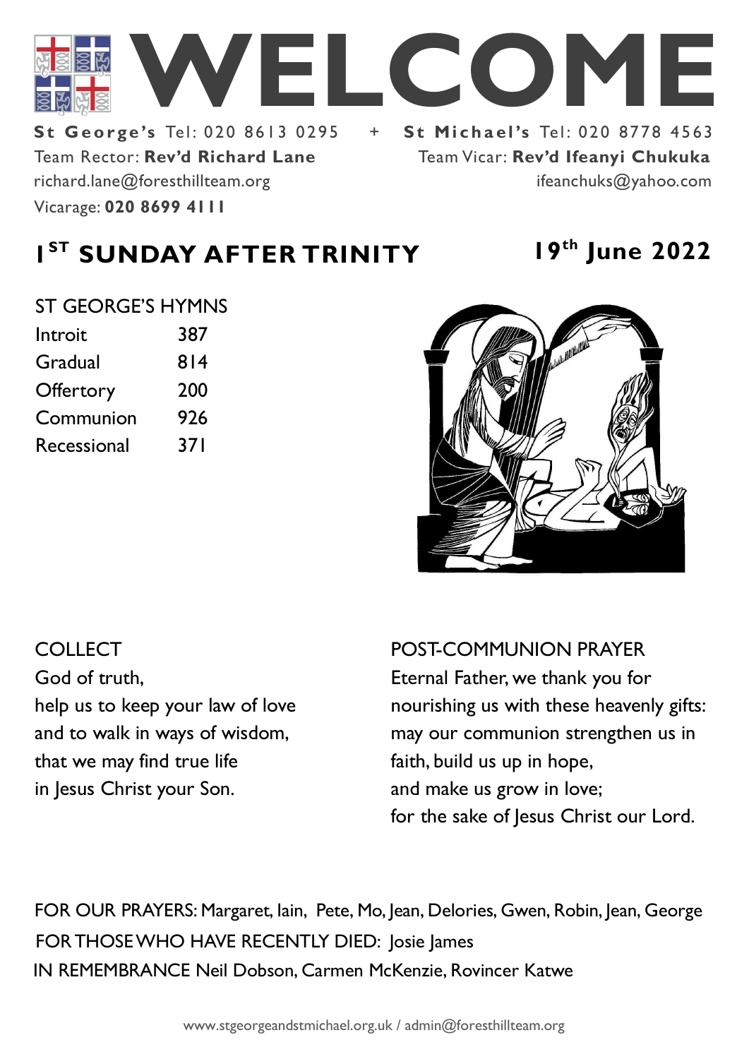# WELCOME

**St George's** Tel: 020 8613 0295 + **St Michael's** Tel: 020 8778 4563

Team Rector: **Rev'd Richard Lane**
richard.lane@foresthillteam.org
Vicarage: **020 8699 4111**

Team Vicar: **Rev'd Ifeanyi Chukuka**
ifeanchuks@yahoo.com

## 1ST SUNDAY AFTER TRINITY

## 19th June 2022

ST GEORGE'S HYMNS

| | |
|---|---|
| Introit | 387 |
| Gradual | 814 |
| Offertory | 200 |
| Communion | 926 |
| Recessional | 371 |

COLLECT

God of truth,
help us to keep your law of love
and to walk in ways of wisdom,
that we may find true life
in Jesus Christ your Son.

POST-COMMUNION PRAYER

Eternal Father, we thank you for nourishing us with these heavenly gifts: may our communion strengthen us in faith, build us up in hope,
and make us grow in love;
for the sake of Jesus Christ our Lord.

FOR OUR PRAYERS: Margaret, Iain, Pete, Mo, Jean, Delories, Gwen, Robin, Jean, George

FOR THOSE WHO HAVE RECENTLY DIED: Josie James

IN REMEMBRANCE Neil Dobson, Carmen McKenzie, Rovincer Katwe

www.stgeorgeandstmichael.org.uk / admin@foresthillteam.org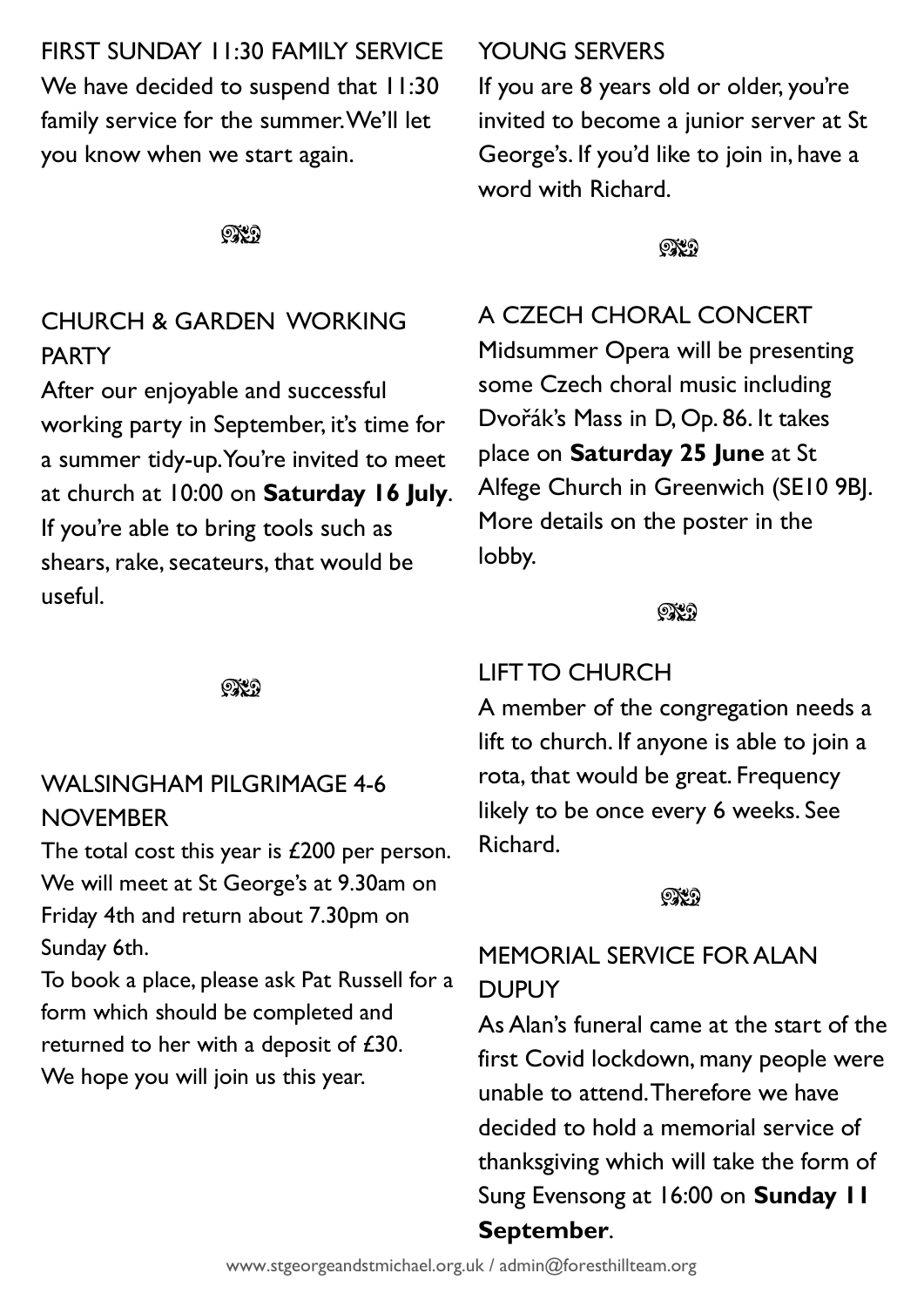## FIRST SUNDAY 11:30 FAMILY SERVICE

We have decided to suspend that 11:30 family service for the summer. We'll let you know when we start again.

## CHURCH & GARDEN WORKING PARTY

After our enjoyable and successful working party in September, it's time for a summer tidy-up. You're invited to meet at church at 10:00 on **Saturday 16 July**. If you're able to bring tools such as shears, rake, secateurs, that would be useful.

## WALSINGHAM PILGRIMAGE 4-6 NOVEMBER

The total cost this year is £200 per person. We will meet at St George's at 9.30am on Friday 4th and return about 7.30pm on Sunday 6th.

To book a place, please ask Pat Russell for a form which should be completed and returned to her with a deposit of £30.

We hope you will join us this year.

## YOUNG SERVERS

If you are 8 years old or older, you're invited to become a junior server at St George's. If you'd like to join in, have a word with Richard.

## A CZECH CHORAL CONCERT

Midsummer Opera will be presenting some Czech choral music including Dvořák's Mass in D, Op. 86. It takes place on **Saturday 25 June** at St Alfege Church in Greenwich (SE10 9BJ. More details on the poster in the lobby.

## LIFT TO CHURCH

A member of the congregation needs a lift to church. If anyone is able to join a rota, that would be great. Frequency likely to be once every 6 weeks. See Richard.

## MEMORIAL SERVICE FOR ALAN DUPUY

As Alan's funeral came at the start of the first Covid lockdown, many people were unable to attend. Therefore we have decided to hold a memorial service of thanksgiving which will take the form of Sung Evensong at 16:00 on **Sunday 11 September**.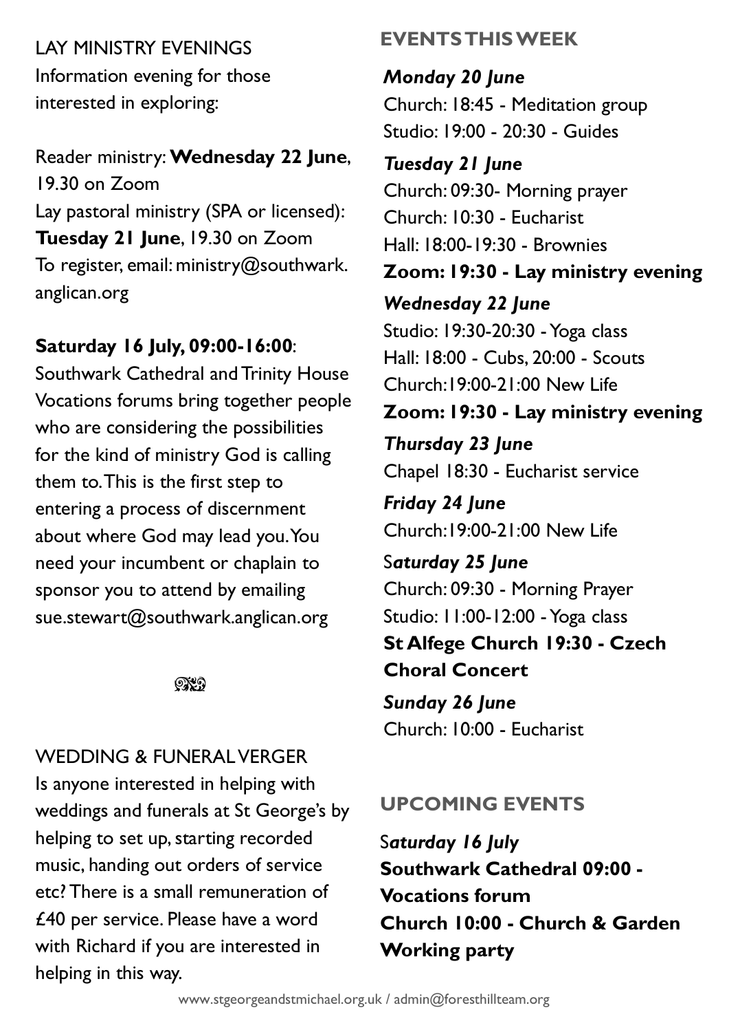LAY MINISTRY EVENINGS

Information evening for those interested in exploring:

Reader ministry: **Wednesday 22 June**, 19.30 on Zoom
Lay pastoral ministry (SPA or licensed): **Tuesday 21 June**, 19.30 on Zoom
To register, email: ministry@southwark.anglican.org

**Saturday 16 July, 09:00-16:00**:
Southwark Cathedral and Trinity House Vocations forums bring together people who are considering the possibilities for the kind of ministry God is calling them to. This is the first step to entering a process of discernment about where God may lead you. You need your incumbent or chaplain to sponsor you to attend by emailing sue.stewart@southwark.anglican.org

WEDDING & FUNERAL VERGER

Is anyone interested in helping with weddings and funerals at St George's by helping to set up, starting recorded music, handing out orders of service etc? There is a small remuneration of £40 per service. Please have a word with Richard if you are interested in helping in this way.

## EVENTS THIS WEEK

***Monday 20 June***
Church: 18:45 - Meditation group
Studio: 19:00 - 20:30 - Guides

***Tuesday 21 June***
Church: 09:30- Morning prayer
Church: 10:30 - Eucharist
Hall: 18:00-19:30 - Brownies
**Zoom: 19:30 - Lay ministry evening**

***Wednesday 22 June***
Studio: 19:30-20:30 - Yoga class
Hall: 18:00 - Cubs, 20:00 - Scouts
Church:19:00-21:00 New Life
**Zoom: 19:30 - Lay ministry evening**

***Thursday 23 June***
Chapel 18:30 - Eucharist service

***Friday 24 June***
Church:19:00-21:00 New Life

S***aturday 25 June***
Church: 09:30 - Morning Prayer
Studio: 11:00-12:00 - Yoga class
**St Alfege Church 19:30 - Czech Choral Concert**

***Sunday 26 June***
Church: 10:00 - Eucharist

## UPCOMING EVENTS

S***aturday 16 July***
**Southwark Cathedral 09:00 - Vocations forum**
**Church 10:00 - Church & Garden Working party**

www.stgeorgeandstmichael.org.uk / admin@foresthillteam.org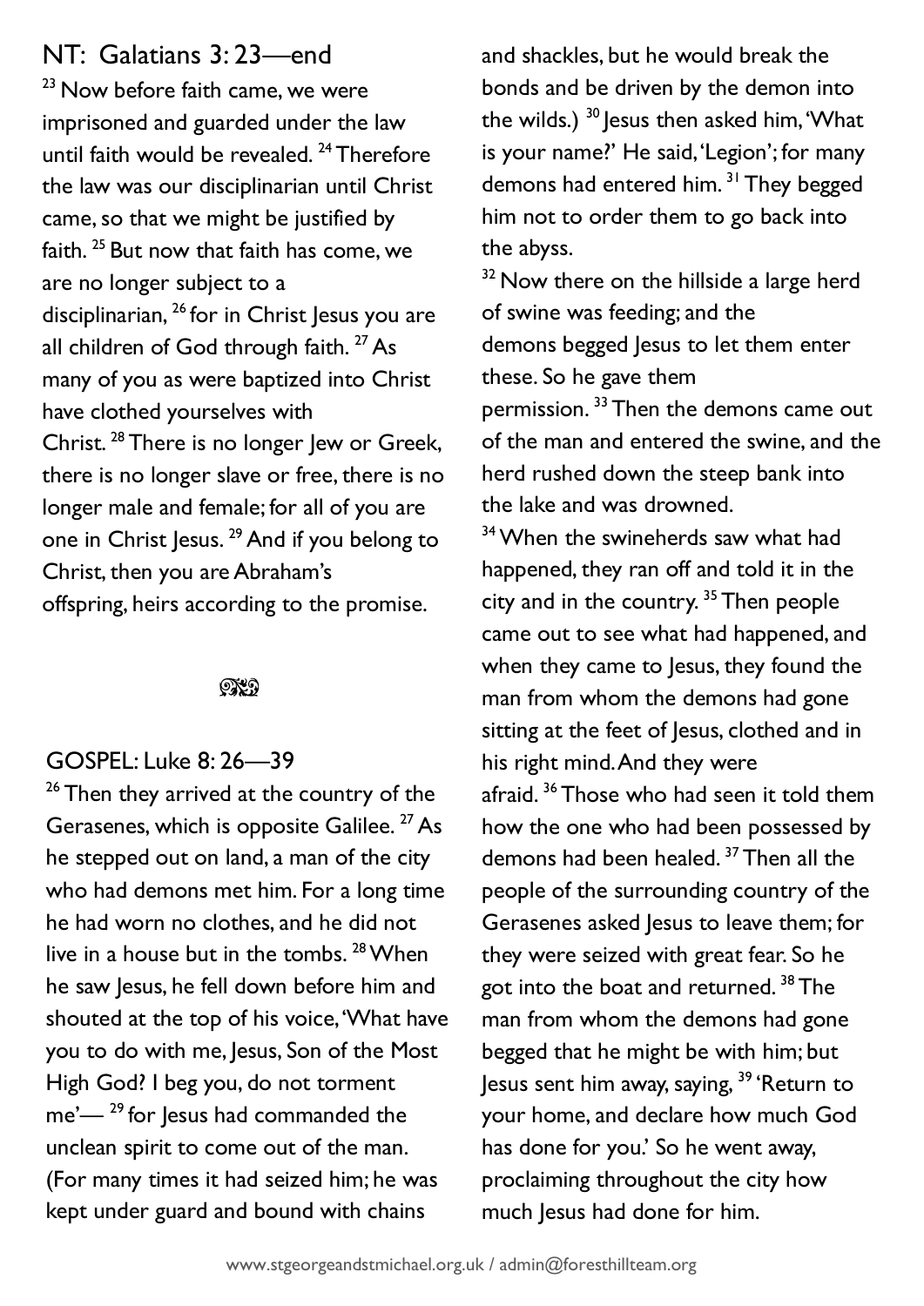## NT: Galatians 3: 23—end

[23] Now before faith came, we were imprisoned and guarded under the law until faith would be revealed. [24] Therefore the law was our disciplinarian until Christ came, so that we might be justified by faith. [25] But now that faith has come, we are no longer subject to a disciplinarian, [26] for in Christ Jesus you are all children of God through faith. [27] As many of you as were baptized into Christ have clothed yourselves with Christ. [28] There is no longer Jew or Greek, there is no longer slave or free, there is no longer male and female; for all of you are one in Christ Jesus. [29] And if you belong to Christ, then you are Abraham's offspring, heirs according to the promise.

## GOSPEL: Luke 8: 26—39

[26] Then they arrived at the country of the Gerasenes, which is opposite Galilee. [27] As he stepped out on land, a man of the city who had demons met him. For a long time he had worn no clothes, and he did not live in a house but in the tombs. [28] When he saw Jesus, he fell down before him and shouted at the top of his voice, 'What have you to do with me, Jesus, Son of the Most High God? I beg you, do not torment me'— [29] for Jesus had commanded the unclean spirit to come out of the man. (For many times it had seized him; he was kept under guard and bound with chains and shackles, but he would break the bonds and be driven by the demon into the wilds.) [30] Jesus then asked him, 'What is your name?' He said, 'Legion'; for many demons had entered him. [31] They begged him not to order them to go back into the abyss.

[32] Now there on the hillside a large herd of swine was feeding; and the demons begged Jesus to let them enter these. So he gave them permission. [33] Then the demons came out of the man and entered the swine, and the herd rushed down the steep bank into the lake and was drowned.

[34] When the swineherds saw what had happened, they ran off and told it in the city and in the country. [35] Then people came out to see what had happened, and when they came to Jesus, they found the man from whom the demons had gone sitting at the feet of Jesus, clothed and in his right mind. And they were afraid. [36] Those who had seen it told them how the one who had been possessed by demons had been healed. [37] Then all the people of the surrounding country of the Gerasenes asked Jesus to leave them; for they were seized with great fear. So he got into the boat and returned. [38] The man from whom the demons had gone begged that he might be with him; but Jesus sent him away, saying, [39] 'Return to your home, and declare how much God has done for you.' So he went away, proclaiming throughout the city how much Jesus had done for him.

www.stgeorgeandstmichael.org.uk / admin@foresthillteam.org